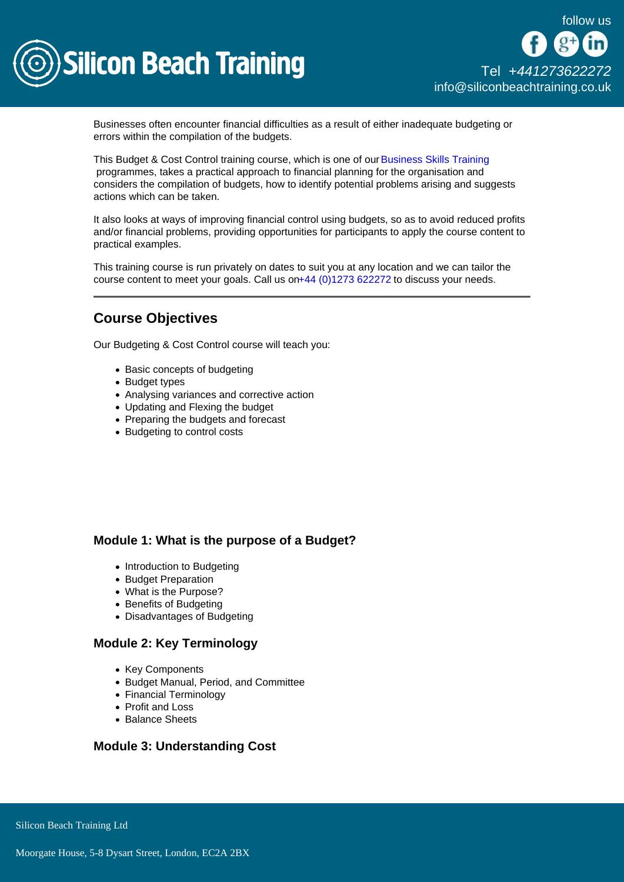Businesses often encounter financial difficulties as a result of either inadequate budgeting or errors within the compilation of the budgets.

This Budget & Cost Control training course, which is one of our Business Skills Training programmes, takes a practical approach to financial planning for the organisation and considers the compilation of budgets, how to identify potential problems arising and suggests actions which can be taken.

It also looks at ways of improving financial control using budgets, so as to avoid reduced profits and/or financial problems, providing opportunities for participants to apply the course content to practical examples.

This training course is run privately on dates to suit you at any location and we can tailor the course content to meet your goals. Call us on+44 (0)1273 622272 to discuss your needs.

---

## Course Objectives

Our Budgeting & Cost Control course will teach you:

- Basic concepts of budgeting
- Budget types
- Analysing variances and corrective action
- Updating and Flexing the budget
- Preparing the budgets and forecast
- Budgeting to control costs

### Module 1: What is the purpose of a Budget?

- Introduction to Budgeting
- Budget Preparation
- What is the Purpose?
- Benefits of Budgeting
- Disadvantages of Budgeting

### Module 2: Key Terminology

- Key Components
- Budget Manual, Period, and Committee
- Financial Terminology
- Profit and Loss
- Balance Sheets

### Module 3: Understanding Cost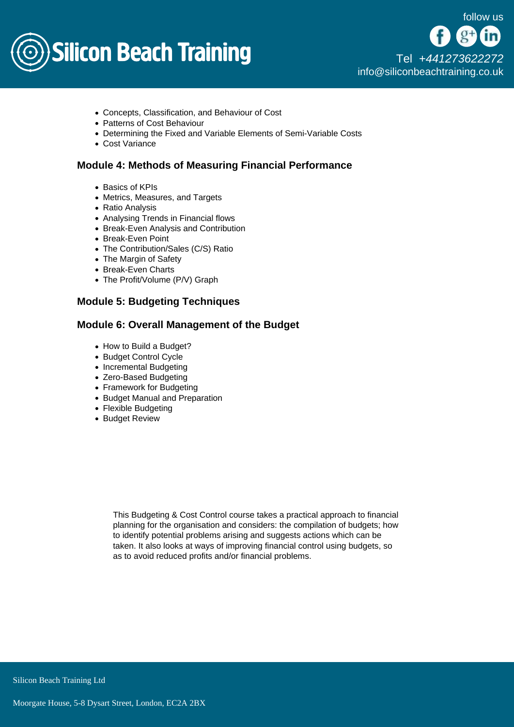- Concepts, Classification, and Behaviour of Cost
- Patterns of Cost Behaviour
- Determining the Fixed and Variable Elements of Semi-Variable Costs
- Cost Variance

### Module 4: Methods of Measuring Financial Performance

- Basics of KPIs
- Metrics, Measures, and Targets
- Ratio Analysis
- Analysing Trends in Financial flows
- Break-Even Analysis and Contribution
- Break-Even Point
- The Contribution/Sales (C/S) Ratio
- The Margin of Safety
- Break-Even Charts
- The Profit/Volume (P/V) Graph

### Module 5: Budgeting Techniques

### Module 6: Overall Management of the Budget

- How to Build a Budget?
- Budget Control Cycle
- Incremental Budgeting
- Zero-Based Budgeting
- Framework for Budgeting
- Budget Manual and Preparation
- Flexible Budgeting
- Budget Review

This Budgeting & Cost Control course takes a practical approach to financial planning for the organisation and considers: the compilation of budgets; how to identify potential problems arising and suggests actions which can be taken. It also looks at ways of improving financial control using budgets, so as to avoid reduced profits and/or financial problems.